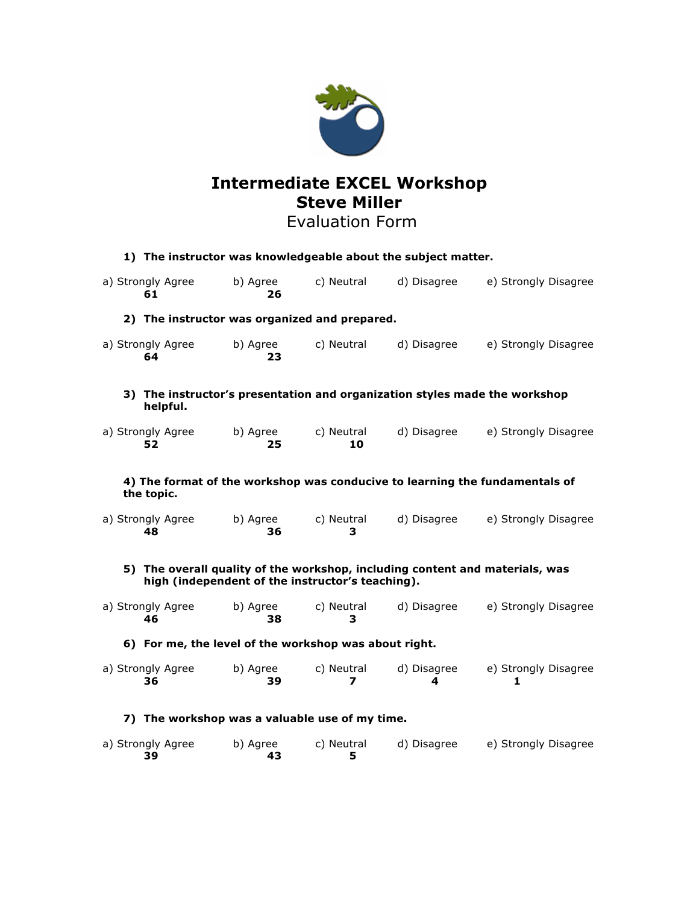# Intermediate EXCEL Workshop
## Steve Miller
Evaluation Form

**1) The instructor was knowledgeable about the subject matter.**

| a) Strongly Agree | b) Agree | c) Neutral | d) Disagree | e) Strongly Disagree |
|---|---|---|---|---|
| **61** | **26** | | | |

**2) The instructor was organized and prepared.**

| a) Strongly Agree | b) Agree | c) Neutral | d) Disagree | e) Strongly Disagree |
|---|---|---|---|---|
| **64** | **23** | | | |

**3) The instructor's presentation and organization styles made the workshop helpful.**

| a) Strongly Agree | b) Agree | c) Neutral | d) Disagree | e) Strongly Disagree |
|---|---|---|---|---|
| **52** | **25** | **10** | | |

**4) The format of the workshop was conducive to learning the fundamentals of the topic.**

| a) Strongly Agree | b) Agree | c) Neutral | d) Disagree | e) Strongly Disagree |
|---|---|---|---|---|
| **48** | **36** | **3** | | |

**5) The overall quality of the workshop, including content and materials, was high (independent of the instructor's teaching).**

| a) Strongly Agree | b) Agree | c) Neutral | d) Disagree | e) Strongly Disagree |
|---|---|---|---|---|
| **46** | **38** | **3** | | |

**6) For me, the level of the workshop was about right.**

| a) Strongly Agree | b) Agree | c) Neutral | d) Disagree | e) Strongly Disagree |
|---|---|---|---|---|
| **36** | **39** | **7** | **4** | **1** |

**7) The workshop was a valuable use of my time.**

| a) Strongly Agree | b) Agree | c) Neutral | d) Disagree | e) Strongly Disagree |
|---|---|---|---|---|
| **39** | **43** | **5** | | |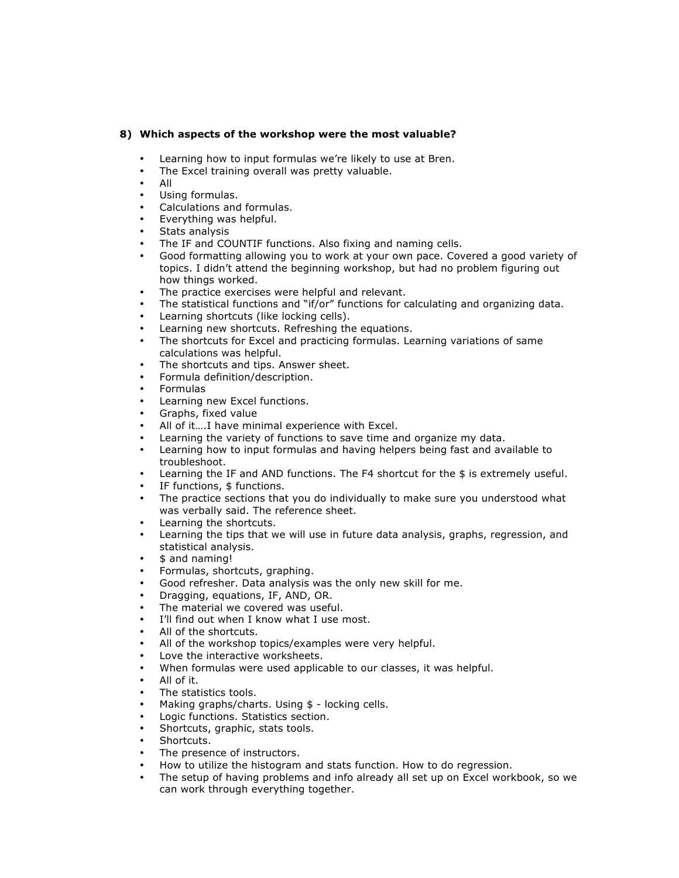**8) Which aspects of the workshop were the most valuable?**

- Learning how to input formulas we're likely to use at Bren.
- The Excel training overall was pretty valuable.
- All
- Using formulas.
- Calculations and formulas.
- Everything was helpful.
- Stats analysis
- The IF and COUNTIF functions. Also fixing and naming cells.
- Good formatting allowing you to work at your own pace. Covered a good variety of topics. I didn't attend the beginning workshop, but had no problem figuring out how things worked.
- The practice exercises were helpful and relevant.
- The statistical functions and "if/or" functions for calculating and organizing data.
- Learning shortcuts (like locking cells).
- Learning new shortcuts. Refreshing the equations.
- The shortcuts for Excel and practicing formulas. Learning variations of same calculations was helpful.
- The shortcuts and tips. Answer sheet.
- Formula definition/description.
- Formulas
- Learning new Excel functions.
- Graphs, fixed value
- All of it….I have minimal experience with Excel.
- Learning the variety of functions to save time and organize my data.
- Learning how to input formulas and having helpers being fast and available to troubleshoot.
- Learning the IF and AND functions. The F4 shortcut for the $ is extremely useful.
- IF functions, $ functions.
- The practice sections that you do individually to make sure you understood what was verbally said. The reference sheet.
- Learning the shortcuts.
- Learning the tips that we will use in future data analysis, graphs, regression, and statistical analysis.
- $ and naming!
- Formulas, shortcuts, graphing.
- Good refresher. Data analysis was the only new skill for me.
- Dragging, equations, IF, AND, OR.
- The material we covered was useful.
- I'll find out when I know what I use most.
- All of the shortcuts.
- All of the workshop topics/examples were very helpful.
- Love the interactive worksheets.
- When formulas were used applicable to our classes, it was helpful.
- All of it.
- The statistics tools.
- Making graphs/charts. Using $ - locking cells.
- Logic functions. Statistics section.
- Shortcuts, graphic, stats tools.
- Shortcuts.
- The presence of instructors.
- How to utilize the histogram and stats function. How to do regression.
- The setup of having problems and info already all set up on Excel workbook, so we can work through everything together.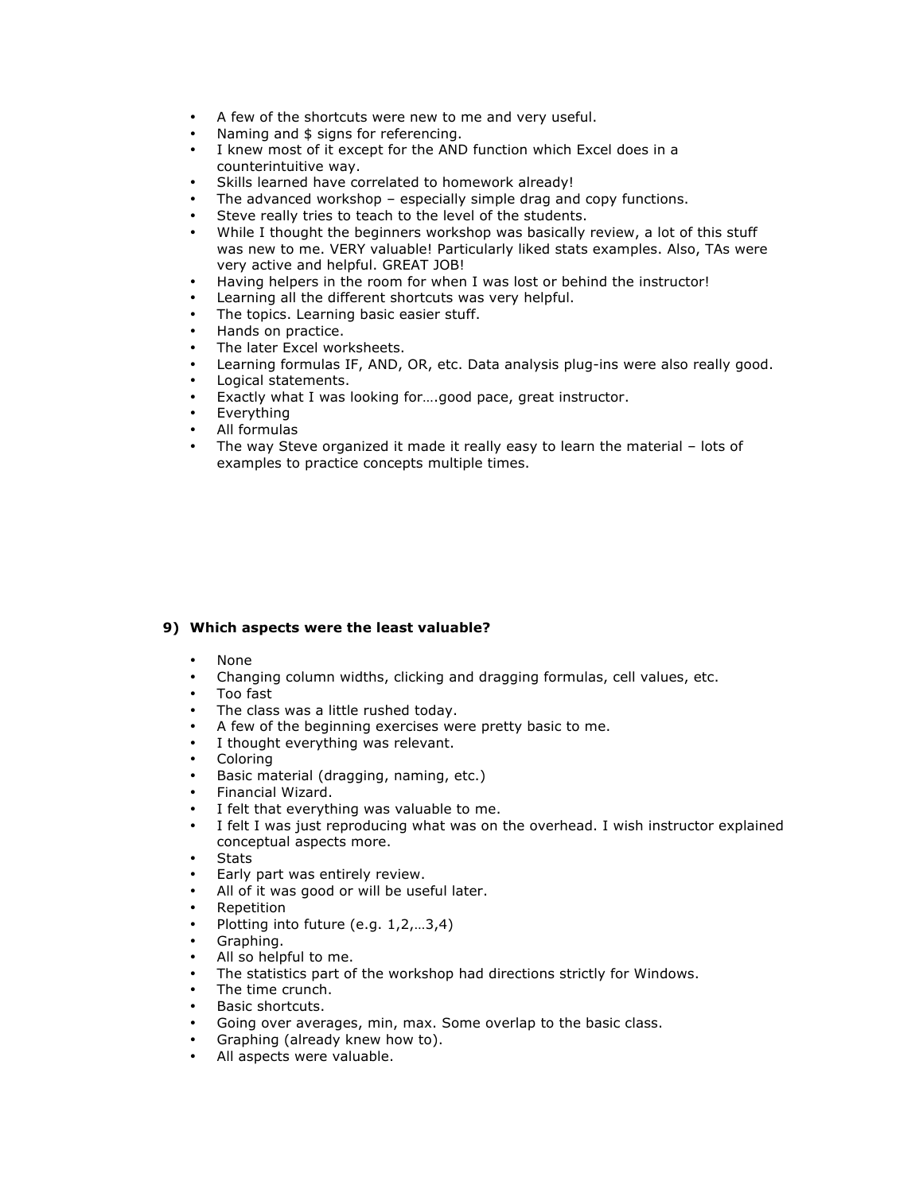- A few of the shortcuts were new to me and very useful.
- Naming and $ signs for referencing.
- I knew most of it except for the AND function which Excel does in a counterintuitive way.
- Skills learned have correlated to homework already!
- The advanced workshop – especially simple drag and copy functions.
- Steve really tries to teach to the level of the students.
- While I thought the beginners workshop was basically review, a lot of this stuff was new to me. VERY valuable! Particularly liked stats examples. Also, TAs were very active and helpful. GREAT JOB!
- Having helpers in the room for when I was lost or behind the instructor!
- Learning all the different shortcuts was very helpful.
- The topics. Learning basic easier stuff.
- Hands on practice.
- The later Excel worksheets.
- Learning formulas IF, AND, OR, etc. Data analysis plug-ins were also really good.
- Logical statements.
- Exactly what I was looking for….good pace, great instructor.
- Everything
- All formulas
- The way Steve organized it made it really easy to learn the material – lots of examples to practice concepts multiple times.

**9) Which aspects were the least valuable?**

- None
- Changing column widths, clicking and dragging formulas, cell values, etc.
- Too fast
- The class was a little rushed today.
- A few of the beginning exercises were pretty basic to me.
- I thought everything was relevant.
- Coloring
- Basic material (dragging, naming, etc.)
- Financial Wizard.
- I felt that everything was valuable to me.
- I felt I was just reproducing what was on the overhead. I wish instructor explained conceptual aspects more.
- Stats
- Early part was entirely review.
- All of it was good or will be useful later.
- Repetition
- Plotting into future (e.g. 1,2,…3,4)
- Graphing.
- All so helpful to me.
- The statistics part of the workshop had directions strictly for Windows.
- The time crunch.
- Basic shortcuts.
- Going over averages, min, max. Some overlap to the basic class.
- Graphing (already knew how to).
- All aspects were valuable.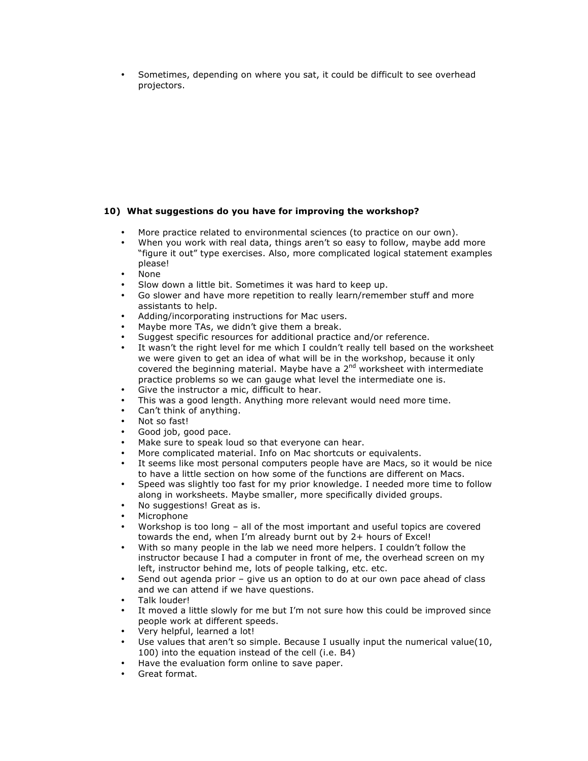- Sometimes, depending on where you sat, it could be difficult to see overhead projectors.

**10) What suggestions do you have for improving the workshop?**

- More practice related to environmental sciences (to practice on our own).
- When you work with real data, things aren't so easy to follow, maybe add more "figure it out" type exercises. Also, more complicated logical statement examples please!
- None
- Slow down a little bit. Sometimes it was hard to keep up.
- Go slower and have more repetition to really learn/remember stuff and more assistants to help.
- Adding/incorporating instructions for Mac users.
- Maybe more TAs, we didn't give them a break.
- Suggest specific resources for additional practice and/or reference.
- It wasn't the right level for me which I couldn't really tell based on the worksheet we were given to get an idea of what will be in the workshop, because it only covered the beginning material. Maybe have a 2nd worksheet with intermediate practice problems so we can gauge what level the intermediate one is.
- Give the instructor a mic, difficult to hear.
- This was a good length. Anything more relevant would need more time.
- Can't think of anything.
- Not so fast!
- Good job, good pace.
- Make sure to speak loud so that everyone can hear.
- More complicated material. Info on Mac shortcuts or equivalents.
- It seems like most personal computers people have are Macs, so it would be nice to have a little section on how some of the functions are different on Macs.
- Speed was slightly too fast for my prior knowledge. I needed more time to follow along in worksheets. Maybe smaller, more specifically divided groups.
- No suggestions! Great as is.
- Microphone
- Workshop is too long – all of the most important and useful topics are covered towards the end, when I'm already burnt out by 2+ hours of Excel!
- With so many people in the lab we need more helpers. I couldn't follow the instructor because I had a computer in front of me, the overhead screen on my left, instructor behind me, lots of people talking, etc. etc.
- Send out agenda prior – give us an option to do at our own pace ahead of class and we can attend if we have questions.
- Talk louder!
- It moved a little slowly for me but I'm not sure how this could be improved since people work at different speeds.
- Very helpful, learned a lot!
- Use values that aren't so simple. Because I usually input the numerical value(10, 100) into the equation instead of the cell (i.e. B4)
- Have the evaluation form online to save paper.
- Great format.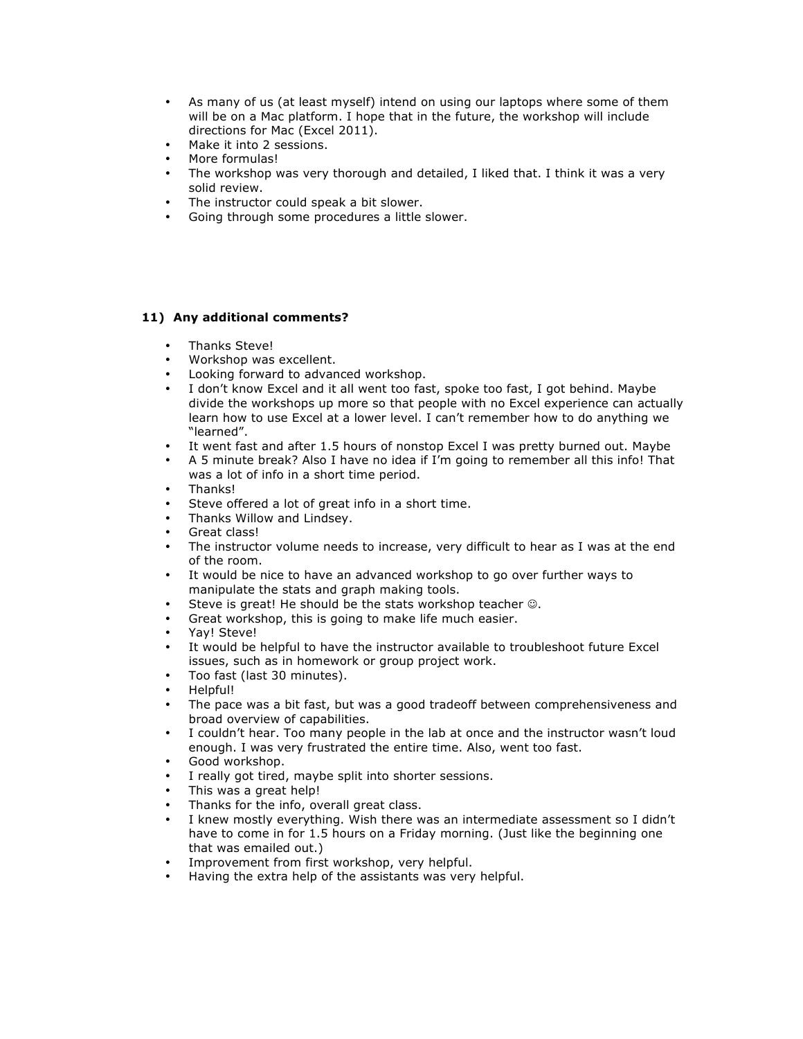- As many of us (at least myself) intend on using our laptops where some of them will be on a Mac platform. I hope that in the future, the workshop will include directions for Mac (Excel 2011).
- Make it into 2 sessions.
- More formulas!
- The workshop was very thorough and detailed, I liked that. I think it was a very solid review.
- The instructor could speak a bit slower.
- Going through some procedures a little slower.

**11) Any additional comments?**

- Thanks Steve!
- Workshop was excellent.
- Looking forward to advanced workshop.
- I don't know Excel and it all went too fast, spoke too fast, I got behind. Maybe divide the workshops up more so that people with no Excel experience can actually learn how to use Excel at a lower level. I can't remember how to do anything we "learned".
- It went fast and after 1.5 hours of nonstop Excel I was pretty burned out. Maybe
- A 5 minute break? Also I have no idea if I'm going to remember all this info! That was a lot of info in a short time period.
- Thanks!
- Steve offered a lot of great info in a short time.
- Thanks Willow and Lindsey.
- Great class!
- The instructor volume needs to increase, very difficult to hear as I was at the end of the room.
- It would be nice to have an advanced workshop to go over further ways to manipulate the stats and graph making tools.
- Steve is great! He should be the stats workshop teacher ☺.
- Great workshop, this is going to make life much easier.
- Yay! Steve!
- It would be helpful to have the instructor available to troubleshoot future Excel issues, such as in homework or group project work.
- Too fast (last 30 minutes).
- Helpful!
- The pace was a bit fast, but was a good tradeoff between comprehensiveness and broad overview of capabilities.
- I couldn't hear. Too many people in the lab at once and the instructor wasn't loud enough. I was very frustrated the entire time. Also, went too fast.
- Good workshop.
- I really got tired, maybe split into shorter sessions.
- This was a great help!
- Thanks for the info, overall great class.
- I knew mostly everything. Wish there was an intermediate assessment so I didn't have to come in for 1.5 hours on a Friday morning. (Just like the beginning one that was emailed out.)
- Improvement from first workshop, very helpful.
- Having the extra help of the assistants was very helpful.